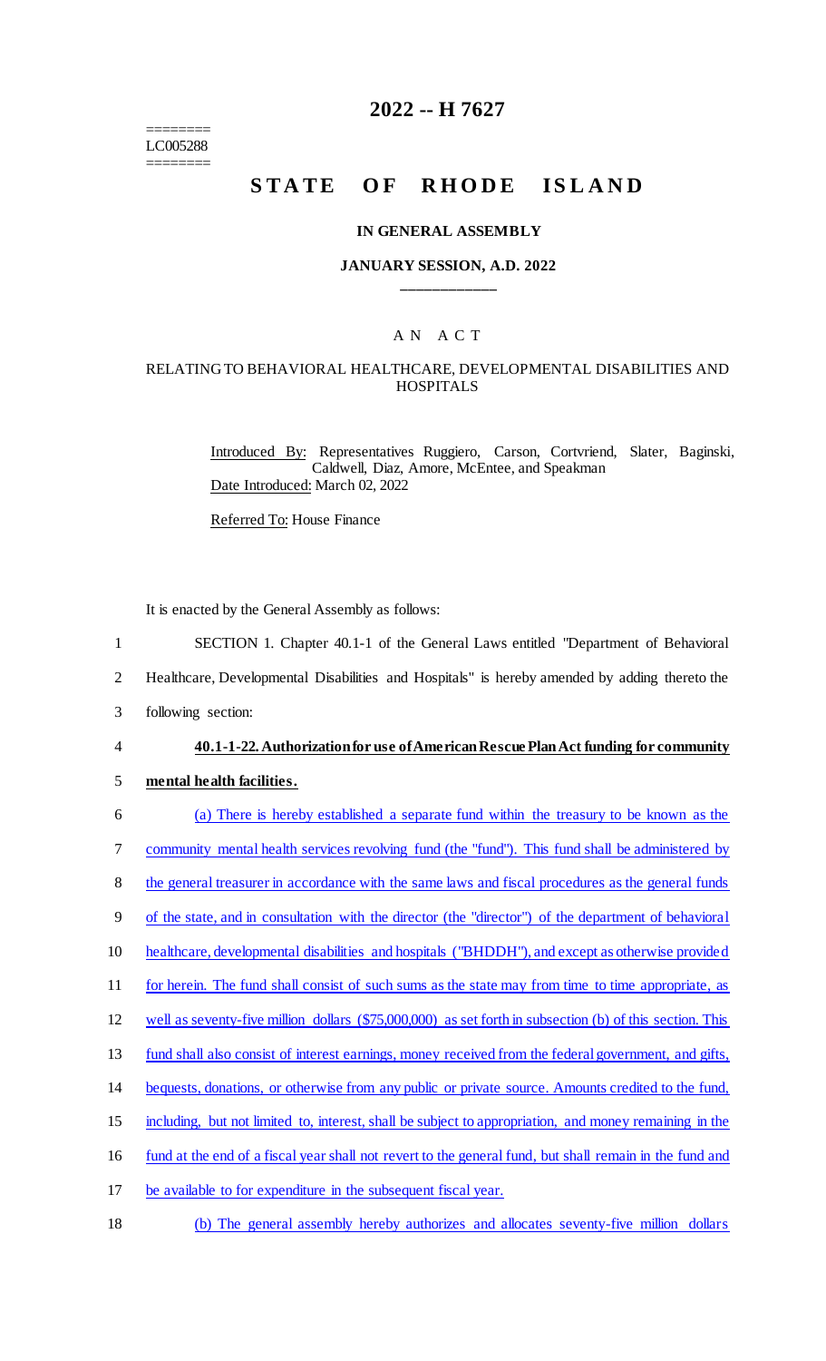========
LC005288
========

# 2022 -- H 7627

# STATE OF RHODE ISLAND

### IN GENERAL ASSEMBLY

### JANUARY SESSION, A.D. 2022

____________

A N A C T

RELATING TO BEHAVIORAL HEALTHCARE, DEVELOPMENTAL DISABILITIES AND HOSPITALS

Introduced By: Representatives Ruggiero, Carson, Cortvriend, Slater, Baginski, Caldwell, Diaz, Amore, McEntee, and Speakman

Date Introduced: March 02, 2022

Referred To: House Finance

It is enacted by the General Assembly as follows:

1 SECTION 1. Chapter 40.1-1 of the General Laws entitled "Department of Behavioral
2 Healthcare, Developmental Disabilities and Hospitals" is hereby amended by adding thereto the
3 following section:

4 **40.1-1-22. Authorization for use of American Rescue Plan Act funding for community**
5 **mental health facilities.**

6 (a) There is hereby established a separate fund within the treasury to be known as the
7 community mental health services revolving fund (the "fund"). This fund shall be administered by
8 the general treasurer in accordance with the same laws and fiscal procedures as the general funds
9 of the state, and in consultation with the director (the "director") of the department of behavioral
10 healthcare, developmental disabilities and hospitals ("BHDDH"), and except as otherwise provided
11 for herein. The fund shall consist of such sums as the state may from time to time appropriate, as
12 well as seventy-five million dollars ($75,000,000) as set forth in subsection (b) of this section. This
13 fund shall also consist of interest earnings, money received from the federal government, and gifts,
14 bequests, donations, or otherwise from any public or private source. Amounts credited to the fund,
15 including, but not limited to, interest, shall be subject to appropriation, and money remaining in the
16 fund at the end of a fiscal year shall not revert to the general fund, but shall remain in the fund and
17 be available to for expenditure in the subsequent fiscal year.

18 (b) The general assembly hereby authorizes and allocates seventy-five million dollars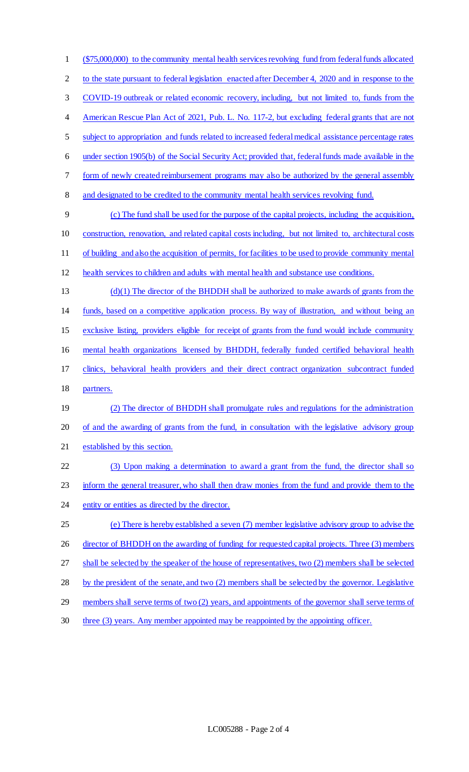($75,000,000) to the community mental health services revolving fund from federal funds allocated to the state pursuant to federal legislation enacted after December 4, 2020 and in response to the COVID-19 outbreak or related economic recovery, including, but not limited to, funds from the American Rescue Plan Act of 2021, Pub. L. No. 117-2, but excluding federal grants that are not subject to appropriation and funds related to increased federal medical assistance percentage rates under section 1905(b) of the Social Security Act; provided that, federal funds made available in the form of newly created reimbursement programs may also be authorized by the general assembly and designated to be credited to the community mental health services revolving fund.

(c) The fund shall be used for the purpose of the capital projects, including the acquisition, construction, renovation, and related capital costs including, but not limited to, architectural costs of building and also the acquisition of permits, for facilities to be used to provide community mental health services to children and adults with mental health and substance use conditions.

(d)(1) The director of the BHDDH shall be authorized to make awards of grants from the funds, based on a competitive application process. By way of illustration, and without being an exclusive listing, providers eligible for receipt of grants from the fund would include community mental health organizations licensed by BHDDH, federally funded certified behavioral health clinics, behavioral health providers and their direct contract organization subcontract funded partners.

(2) The director of BHDDH shall promulgate rules and regulations for the administration of and the awarding of grants from the fund, in consultation with the legislative advisory group established by this section.

(3) Upon making a determination to award a grant from the fund, the director shall so inform the general treasurer, who shall then draw monies from the fund and provide them to the entity or entities as directed by the director.

(e) There is hereby established a seven (7) member legislative advisory group to advise the director of BHDDH on the awarding of funding for requested capital projects. Three (3) members shall be selected by the speaker of the house of representatives, two (2) members shall be selected by the president of the senate, and two (2) members shall be selected by the governor. Legislative members shall serve terms of two (2) years, and appointments of the governor shall serve terms of three (3) years. Any member appointed may be reappointed by the appointing officer.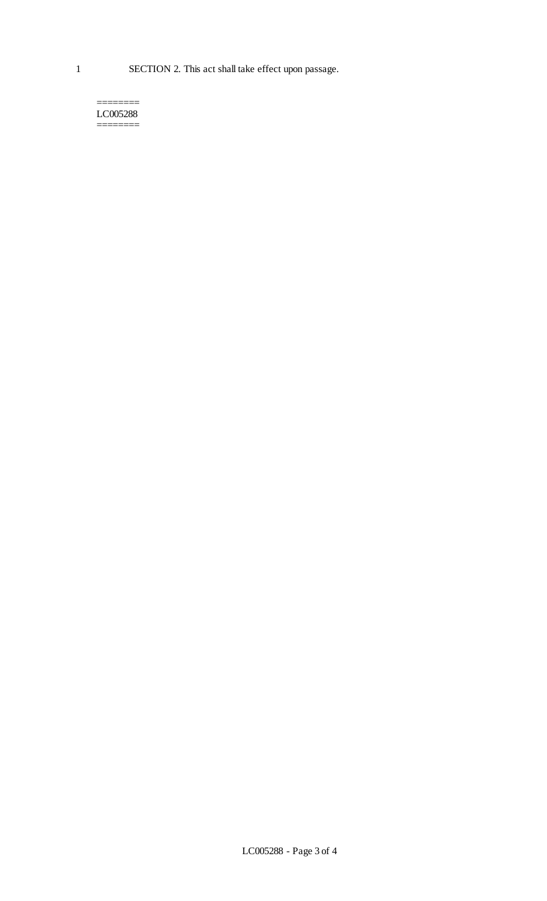1 SECTION 2. This act shall take effect upon passage.

========
LC005288
========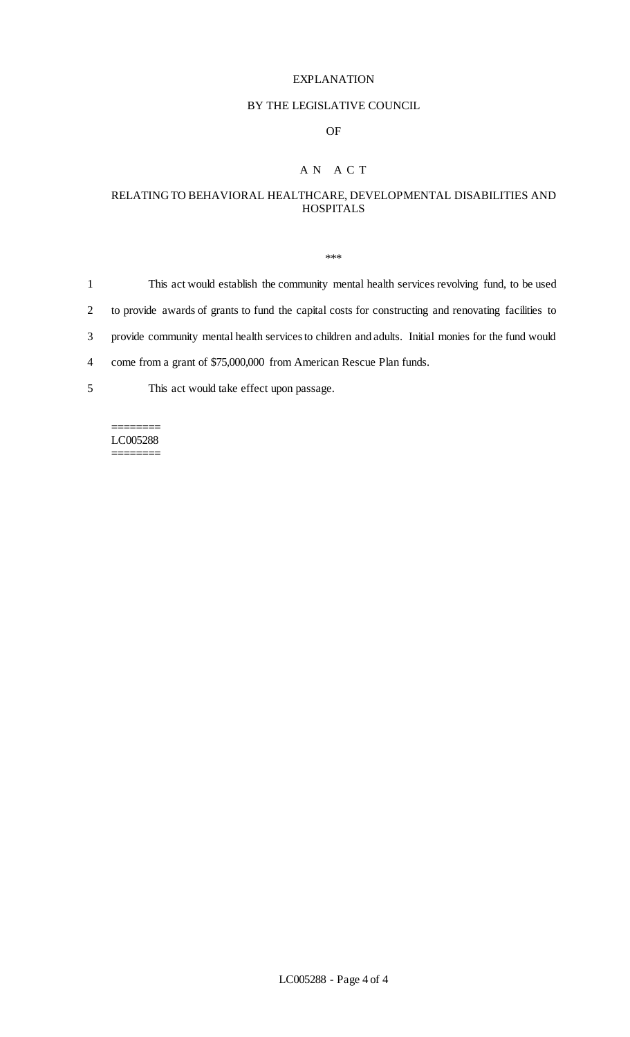EXPLANATION

BY THE LEGISLATIVE COUNCIL

OF

A N A C T

RELATING TO BEHAVIORAL HEALTHCARE, DEVELOPMENTAL DISABILITIES AND HOSPITALS

***

This act would establish the community mental health services revolving fund, to be used to provide awards of grants to fund the capital costs for constructing and renovating facilities to provide community mental health services to children and adults. Initial monies for the fund would come from a grant of $75,000,000 from American Rescue Plan funds.

This act would take effect upon passage.

========
LC005288
========